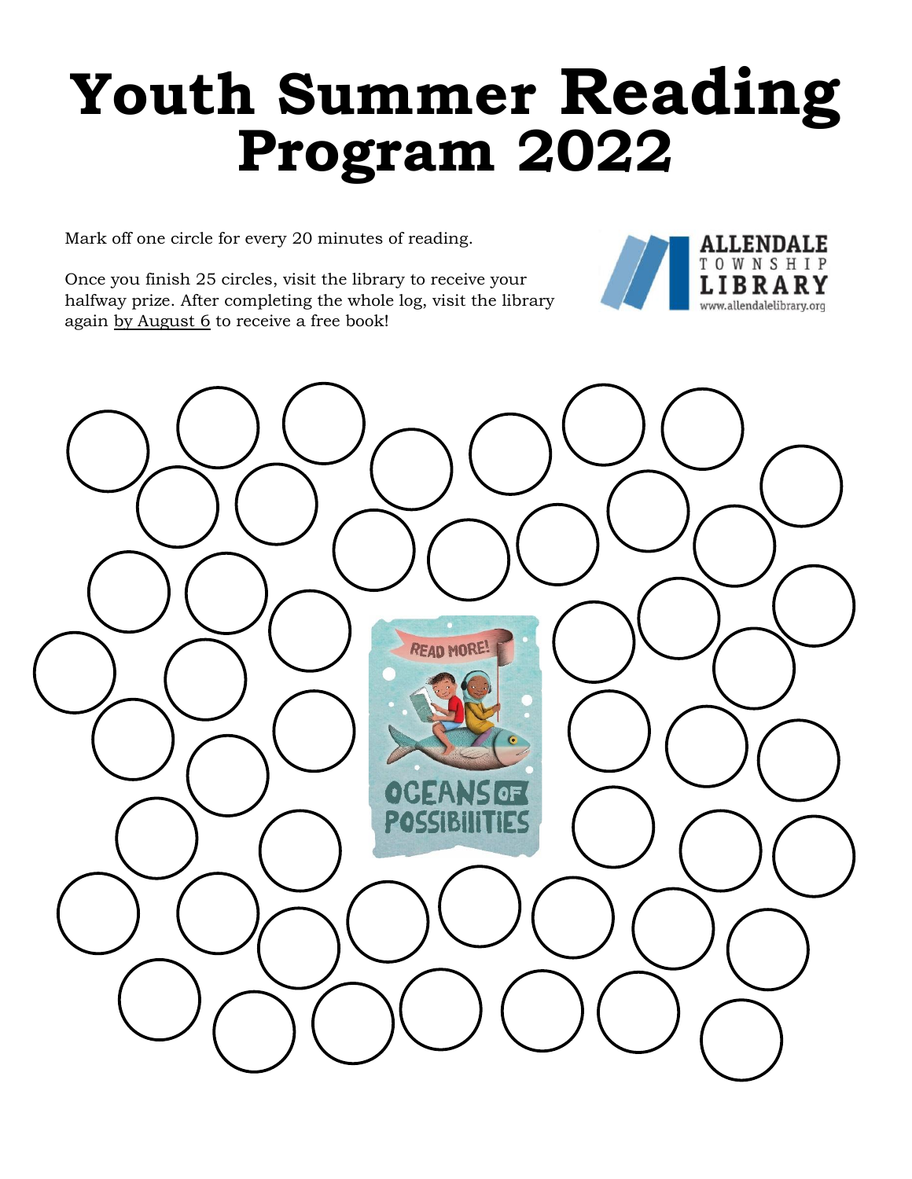# Youth Summer Reading Program 2022

Mark off one circle for every 20 minutes of reading.

Once you finish 25 circles, visit the library to receive your halfway prize. After completing the whole log, visit the library again by August 6 to receive a free book!

ALLENDALE TOWNSHIP LIBRARY
www.allendalelibrary.org

READ MORE!

OCEANS OF POSSIBILITIES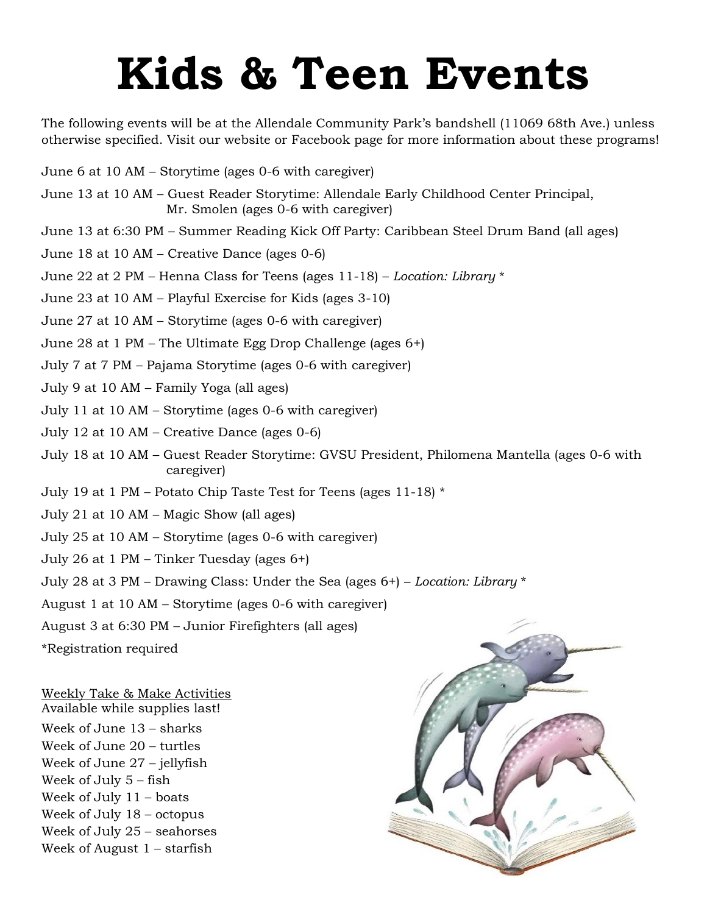# Kids & Teen Events

The following events will be at the Allendale Community Park's bandshell (11069 68th Ave.) unless otherwise specified. Visit our website or Facebook page for more information about these programs!

June 6 at 10 AM – Storytime (ages 0-6 with caregiver)

June 13 at 10 AM – Guest Reader Storytime: Allendale Early Childhood Center Principal, Mr. Smolen (ages 0-6 with caregiver)

June 13 at 6:30 PM – Summer Reading Kick Off Party: Caribbean Steel Drum Band (all ages)

June 18 at 10 AM – Creative Dance (ages 0-6)

June 22 at 2 PM – Henna Class for Teens (ages 11-18) – *Location: Library* *

June 23 at 10 AM – Playful Exercise for Kids (ages 3-10)

June 27 at 10 AM – Storytime (ages 0-6 with caregiver)

June 28 at 1 PM – The Ultimate Egg Drop Challenge (ages 6+)

July 7 at 7 PM – Pajama Storytime (ages 0-6 with caregiver)

July 9 at 10 AM – Family Yoga (all ages)

July 11 at 10 AM – Storytime (ages 0-6 with caregiver)

July 12 at 10 AM – Creative Dance (ages 0-6)

July 18 at 10 AM – Guest Reader Storytime: GVSU President, Philomena Mantella (ages 0-6 with caregiver)

July 19 at 1 PM – Potato Chip Taste Test for Teens (ages 11-18) *

July 21 at 10 AM – Magic Show (all ages)

July 25 at 10 AM – Storytime (ages 0-6 with caregiver)

July 26 at 1 PM – Tinker Tuesday (ages 6+)

July 28 at 3 PM – Drawing Class: Under the Sea (ages 6+) – *Location: Library* *

August 1 at 10 AM – Storytime (ages 0-6 with caregiver)

August 3 at 6:30 PM – Junior Firefighters (all ages)

*Registration required

Weekly Take & Make Activities

Available while supplies last!

Week of June 13 – sharks
Week of June 20 – turtles
Week of June 27 – jellyfish
Week of July 5 – fish
Week of July 11 – boats
Week of July 18 – octopus
Week of July 25 – seahorses
Week of August 1 – starfish